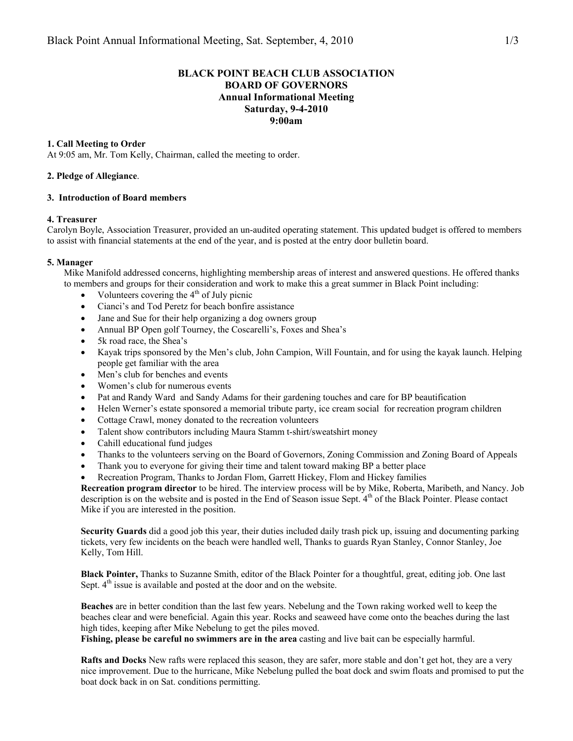# BLACK POINT BEACH CLUB ASSOCIATION
## BOARD OF GOVERNORS
### Annual Informational Meeting
### Saturday, 9-4-2010
### 9:00am

**1. Call Meeting to Order**
At 9:05 am, Mr. Tom Kelly, Chairman, called the meeting to order.

**2. Pledge of Allegiance**.

**3. Introduction of Board members**

**4. Treasurer**
Carolyn Boyle, Association Treasurer, provided an un-audited operating statement. This updated budget is offered to members to assist with financial statements at the end of the year, and is posted at the entry door bulletin board.

**5. Manager**
Mike Manifold addressed concerns, highlighting membership areas of interest and answered questions. He offered thanks to members and groups for their consideration and work to make this a great summer in Black Point including:

- Volunteers covering the 4th of July picnic
- Cianci's and Tod Peretz for beach bonfire assistance
- Jane and Sue for their help organizing a dog owners group
- Annual BP Open golf Tourney, the Coscarelli's, Foxes and Shea's
- 5k road race, the Shea's
- Kayak trips sponsored by the Men's club, John Campion, Will Fountain, and for using the kayak launch. Helping people get familiar with the area
- Men's club for benches and events
- Women's club for numerous events
- Pat and Randy Ward and Sandy Adams for their gardening touches and care for BP beautification
- Helen Werner's estate sponsored a memorial tribute party, ice cream social for recreation program children
- Cottage Crawl, money donated to the recreation volunteers
- Talent show contributors including Maura Stamm t-shirt/sweatshirt money
- Cahill educational fund judges
- Thanks to the volunteers serving on the Board of Governors, Zoning Commission and Zoning Board of Appeals
- Thank you to everyone for giving their time and talent toward making BP a better place
- Recreation Program, Thanks to Jordan Flom, Garrett Hickey, Flom and Hickey families

**Recreation program director** to be hired. The interview process will be by Mike, Roberta, Maribeth, and Nancy. Job description is on the website and is posted in the End of Season issue Sept. 4th of the Black Pointer. Please contact Mike if you are interested in the position.

**Security Guards** did a good job this year, their duties included daily trash pick up, issuing and documenting parking tickets, very few incidents on the beach were handled well, Thanks to guards Ryan Stanley, Connor Stanley, Joe Kelly, Tom Hill.

**Black Pointer,** Thanks to Suzanne Smith, editor of the Black Pointer for a thoughtful, great, editing job. One last Sept. 4th issue is available and posted at the door and on the website.

**Beaches** are in better condition than the last few years. Nebelung and the Town raking worked well to keep the beaches clear and were beneficial. Again this year. Rocks and seaweed have come onto the beaches during the last high tides, keeping after Mike Nebelung to get the piles moved.
**Fishing, please be careful no swimmers are in the area** casting and live bait can be especially harmful.

**Rafts and Docks** New rafts were replaced this season, they are safer, more stable and don't get hot, they are a very nice improvement. Due to the hurricane, Mike Nebelung pulled the boat dock and swim floats and promised to put the boat dock back in on Sat. conditions permitting.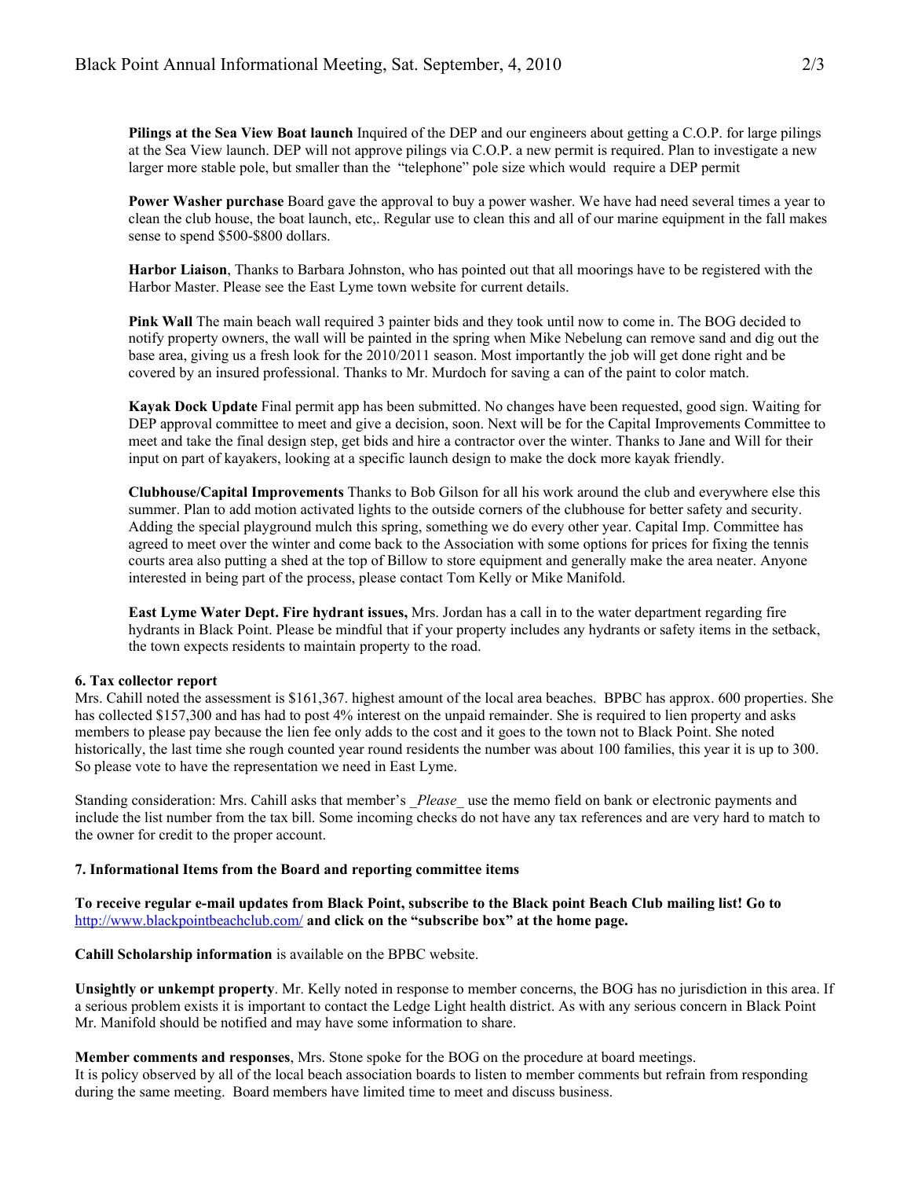**Pilings at the Sea View Boat launch** Inquired of the DEP and our engineers about getting a C.O.P. for large pilings at the Sea View launch. DEP will not approve pilings via C.O.P. a new permit is required. Plan to investigate a new larger more stable pole, but smaller than the "telephone" pole size which would require a DEP permit

**Power Washer purchase** Board gave the approval to buy a power washer. We have had need several times a year to clean the club house, the boat launch, etc,. Regular use to clean this and all of our marine equipment in the fall makes sense to spend $500-$800 dollars.

**Harbor Liaison**, Thanks to Barbara Johnston, who has pointed out that all moorings have to be registered with the Harbor Master. Please see the East Lyme town website for current details.

**Pink Wall** The main beach wall required 3 painter bids and they took until now to come in. The BOG decided to notify property owners, the wall will be painted in the spring when Mike Nebelung can remove sand and dig out the base area, giving us a fresh look for the 2010/2011 season. Most importantly the job will get done right and be covered by an insured professional. Thanks to Mr. Murdoch for saving a can of the paint to color match.

**Kayak Dock Update** Final permit app has been submitted. No changes have been requested, good sign. Waiting for DEP approval committee to meet and give a decision, soon. Next will be for the Capital Improvements Committee to meet and take the final design step, get bids and hire a contractor over the winter. Thanks to Jane and Will for their input on part of kayakers, looking at a specific launch design to make the dock more kayak friendly.

**Clubhouse/Capital Improvements** Thanks to Bob Gilson for all his work around the club and everywhere else this summer. Plan to add motion activated lights to the outside corners of the clubhouse for better safety and security. Adding the special playground mulch this spring, something we do every other year. Capital Imp. Committee has agreed to meet over the winter and come back to the Association with some options for prices for fixing the tennis courts area also putting a shed at the top of Billow to store equipment and generally make the area neater. Anyone interested in being part of the process, please contact Tom Kelly or Mike Manifold.

**East Lyme Water Dept. Fire hydrant issues,** Mrs. Jordan has a call in to the water department regarding fire hydrants in Black Point. Please be mindful that if your property includes any hydrants or safety items in the setback, the town expects residents to maintain property to the road.

**6. Tax collector report**

Mrs. Cahill noted the assessment is $161,367. highest amount of the local area beaches. BPBC has approx. 600 properties. She has collected $157,300 and has had to post 4% interest on the unpaid remainder. She is required to lien property and asks members to please pay because the lien fee only adds to the cost and it goes to the town not to Black Point. She noted historically, the last time she rough counted year round residents the number was about 100 families, this year it is up to 300. So please vote to have the representation we need in East Lyme.

Standing consideration: Mrs. Cahill asks that member's _*Please*_ use the memo field on bank or electronic payments and include the list number from the tax bill. Some incoming checks do not have any tax references and are very hard to match to the owner for credit to the proper account.

**7. Informational Items from the Board and reporting committee items**

**To receive regular e-mail updates from Black Point, subscribe to the Black point Beach Club mailing list! Go to** http://www.blackpointbeachclub.com/ **and click on the "subscribe box" at the home page.**

**Cahill Scholarship information** is available on the BPBC website.

**Unsightly or unkempt property**. Mr. Kelly noted in response to member concerns, the BOG has no jurisdiction in this area. If a serious problem exists it is important to contact the Ledge Light health district. As with any serious concern in Black Point Mr. Manifold should be notified and may have some information to share.

**Member comments and responses**, Mrs. Stone spoke for the BOG on the procedure at board meetings.
It is policy observed by all of the local beach association boards to listen to member comments but refrain from responding during the same meeting. Board members have limited time to meet and discuss business.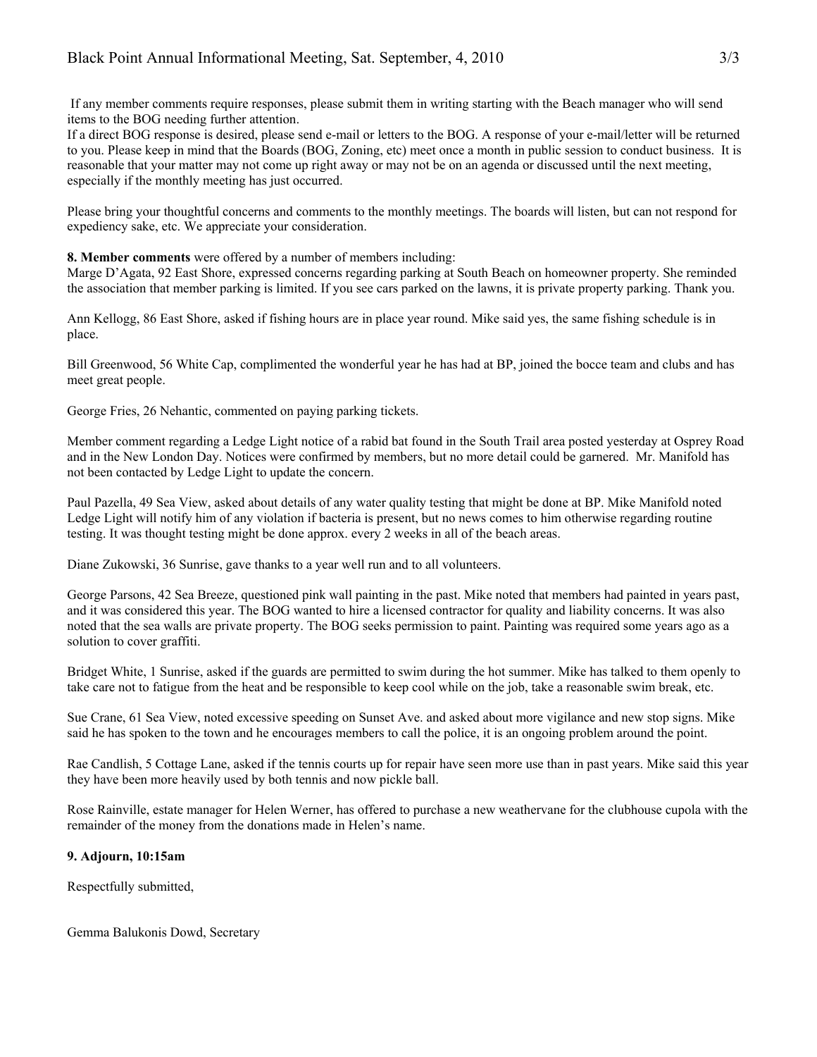If any member comments require responses, please submit them in writing starting with the Beach manager who will send items to the BOG needing further attention.
If a direct BOG response is desired, please send e-mail or letters to the BOG. A response of your e-mail/letter will be returned to you. Please keep in mind that the Boards (BOG, Zoning, etc) meet once a month in public session to conduct business. It is reasonable that your matter may not come up right away or may not be on an agenda or discussed until the next meeting, especially if the monthly meeting has just occurred.

Please bring your thoughtful concerns and comments to the monthly meetings. The boards will listen, but can not respond for expediency sake, etc. We appreciate your consideration.

**8. Member comments** were offered by a number of members including:
Marge D'Agata, 92 East Shore, expressed concerns regarding parking at South Beach on homeowner property. She reminded the association that member parking is limited. If you see cars parked on the lawns, it is private property parking. Thank you.

Ann Kellogg, 86 East Shore, asked if fishing hours are in place year round. Mike said yes, the same fishing schedule is in place.

Bill Greenwood, 56 White Cap, complimented the wonderful year he has had at BP, joined the bocce team and clubs and has meet great people.

George Fries, 26 Nehantic, commented on paying parking tickets.

Member comment regarding a Ledge Light notice of a rabid bat found in the South Trail area posted yesterday at Osprey Road and in the New London Day. Notices were confirmed by members, but no more detail could be garnered. Mr. Manifold has not been contacted by Ledge Light to update the concern.

Paul Pazella, 49 Sea View, asked about details of any water quality testing that might be done at BP. Mike Manifold noted Ledge Light will notify him of any violation if bacteria is present, but no news comes to him otherwise regarding routine testing. It was thought testing might be done approx. every 2 weeks in all of the beach areas.

Diane Zukowski, 36 Sunrise, gave thanks to a year well run and to all volunteers.

George Parsons, 42 Sea Breeze, questioned pink wall painting in the past. Mike noted that members had painted in years past, and it was considered this year. The BOG wanted to hire a licensed contractor for quality and liability concerns. It was also noted that the sea walls are private property. The BOG seeks permission to paint. Painting was required some years ago as a solution to cover graffiti.

Bridget White, 1 Sunrise, asked if the guards are permitted to swim during the hot summer. Mike has talked to them openly to take care not to fatigue from the heat and be responsible to keep cool while on the job, take a reasonable swim break, etc.

Sue Crane, 61 Sea View, noted excessive speeding on Sunset Ave. and asked about more vigilance and new stop signs. Mike said he has spoken to the town and he encourages members to call the police, it is an ongoing problem around the point.

Rae Candlish, 5 Cottage Lane, asked if the tennis courts up for repair have seen more use than in past years. Mike said this year they have been more heavily used by both tennis and now pickle ball.

Rose Rainville, estate manager for Helen Werner, has offered to purchase a new weathervane for the clubhouse cupola with the remainder of the money from the donations made in Helen's name.

**9. Adjourn, 10:15am**

Respectfully submitted,

Gemma Balukonis Dowd, Secretary